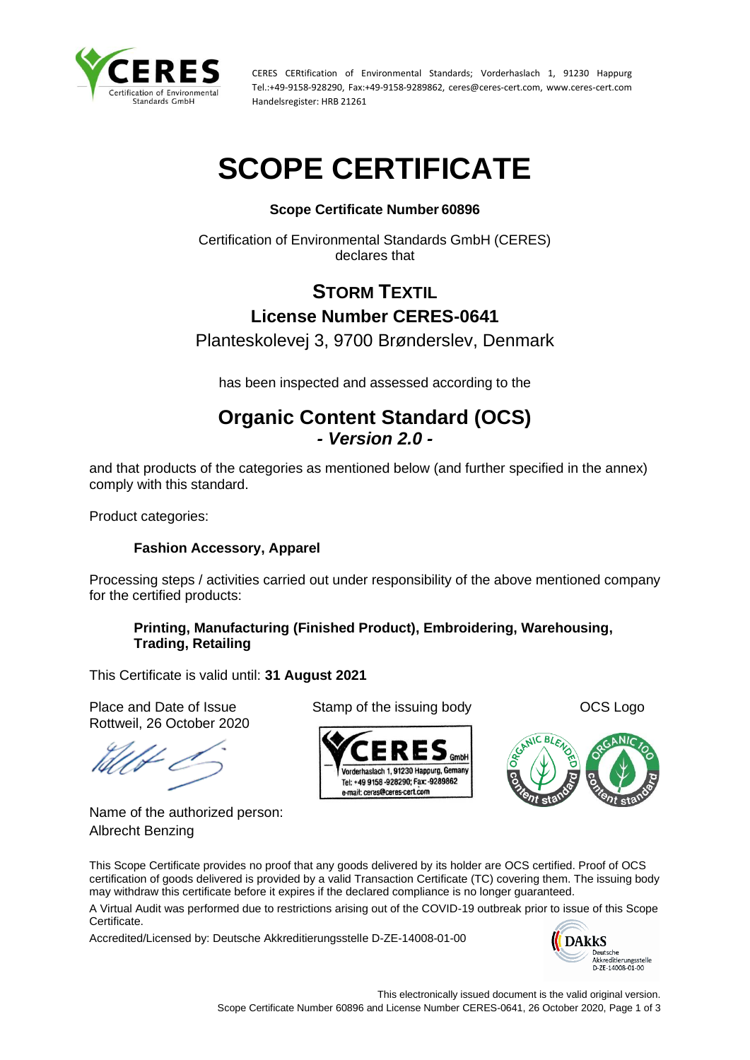CERES CERtification of Environmental Standards; Vorderhaslach 1, 91230 Happurg
Tel.:+49-9158-928290, Fax:+49-9158-9289862, ceres@ceres-cert.com, www.ceres-cert.com
Handelsregister: HRB 21261

# SCOPE CERTIFICATE

**Scope Certificate Number 60896**

Certification of Environmental Standards GmbH (CERES)
declares that

## STORM TEXTIL

### License Number CERES-0641

Planteskolevej 3, 9700 Brønderslev, Denmark

has been inspected and assessed according to the

## Organic Content Standard (OCS)

***- Version 2.0 -***

and that products of the categories as mentioned below (and further specified in the annex) comply with this standard.

Product categories:

**Fashion Accessory, Apparel**

Processing steps / activities carried out under responsibility of the above mentioned company for the certified products:

**Printing, Manufacturing (Finished Product), Embroidering, Warehousing, Trading, Retailing**

This Certificate is valid until: **31 August 2021**

Place and Date of Issue
Rottweil, 26 October 2020

Stamp of the issuing body

OCS Logo

Name of the authorized person:
Albrecht Benzing

This Scope Certificate provides no proof that any goods delivered by its holder are OCS certified. Proof of OCS certification of goods delivered is provided by a valid Transaction Certificate (TC) covering them. The issuing body may withdraw this certificate before it expires if the declared compliance is no longer guaranteed.

A Virtual Audit was performed due to restrictions arising out of the COVID-19 outbreak prior to issue of this Scope Certificate.

Accredited/Licensed by: Deutsche Akkreditierungsstelle D-ZE-14008-01-00

This electronically issued document is the valid original version.
Scope Certificate Number 60896 and License Number CERES-0641, 26 October 2020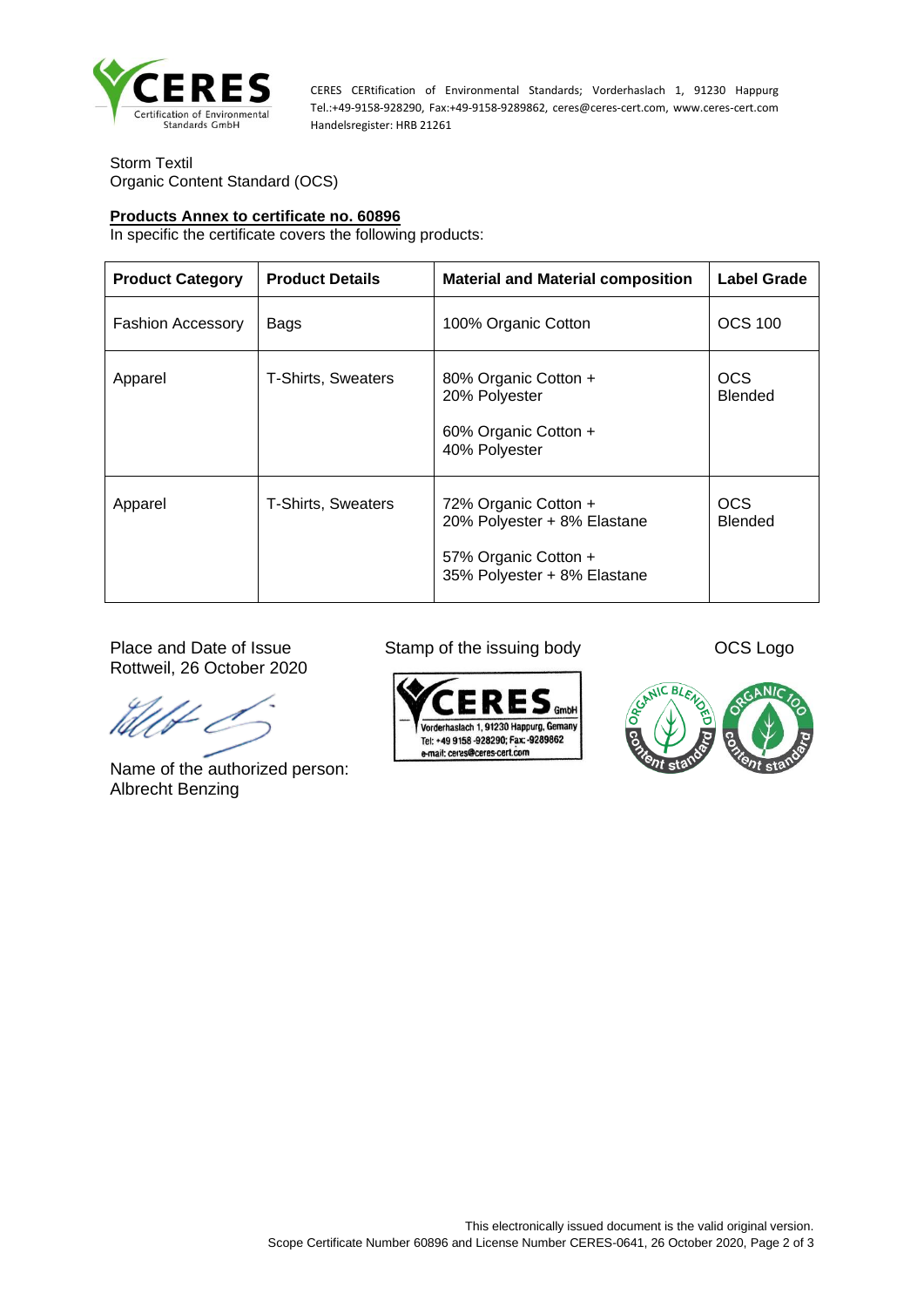CERES CERtification of Environmental Standards; Vorderhaslach 1, 91230 Happurg Tel.:+49-9158-928290, Fax:+49-9158-9289862, ceres@ceres-cert.com, www.ceres-cert.com Handelsregister: HRB 21261

Storm Textil
Organic Content Standard (OCS)

**Products Annex to certificate no. 60896**

In specific the certificate covers the following products:

| Product Category | Product Details | Material and Material composition | Label Grade |
|---|---|---|---|
| Fashion Accessory | Bags | 100% Organic Cotton | OCS 100 |
| Apparel | T-Shirts, Sweaters | 80% Organic Cotton + 20% Polyester<br><br>60% Organic Cotton + 40% Polyester | OCS Blended |
| Apparel | T-Shirts, Sweaters | 72% Organic Cotton + 20% Polyester + 8% Elastane<br><br>57% Organic Cotton + 35% Polyester + 8% Elastane | OCS Blended |

Place and Date of Issue
Rottweil, 26 October 2020

Stamp of the issuing body

CERES GmbH
Vorderhaslach 1, 91230 Happurg, Gemany
Tel: +49 9158 -928290; Fax: -9289862
e-mail: ceres@ceres-cert.com

OCS Logo

ORGANIC BLENDED content standard

ORGANIC 100 content standard

Name of the authorized person:
Albrecht Benzing

This electronically issued document is the valid original version.
Scope Certificate Number 60896 and License Number CERES-0641, 26 October 2020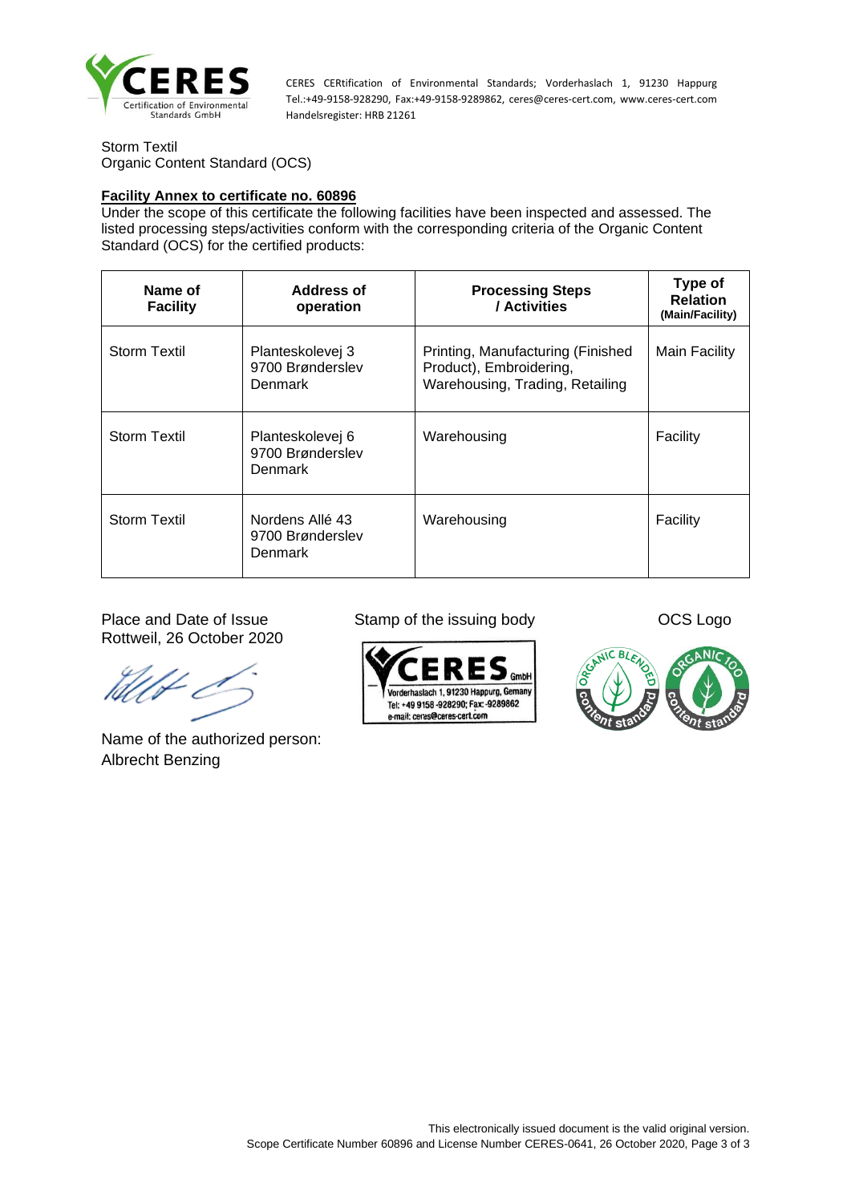CERES CERtification of Environmental Standards; Vorderhaslach 1, 91230 Happurg
Tel.:+49-9158-928290, Fax:+49-9158-9289862, ceres@ceres-cert.com, www.ceres-cert.com
Handelsregister: HRB 21261

Storm Textil
Organic Content Standard (OCS)

**Facility Annex to certificate no. 60896**

Under the scope of this certificate the following facilities have been inspected and assessed. The listed processing steps/activities conform with the corresponding criteria of the Organic Content Standard (OCS) for the certified products:

| Name of Facility | Address of operation | Processing Steps / Activities | Type of Relation (Main/Facility) |
|---|---|---|---|
| Storm Textil | Planteskolevej 3 9700 Brønderslev Denmark | Printing, Manufacturing (Finished Product), Embroidering, Warehousing, Trading, Retailing | Main Facility |
| Storm Textil | Planteskolevej 6 9700 Brønderslev Denmark | Warehousing | Facility |
| Storm Textil | Nordens Allé 43 9700 Brønderslev Denmark | Warehousing | Facility |

Place and Date of Issue
Rottweil, 26 October 2020

Stamp of the issuing body

OCS Logo

Name of the authorized person:
Albrecht Benzing

This electronically issued document is the valid original version.
Scope Certificate Number 60896 and License Number CERES-0641, 26 October 2020